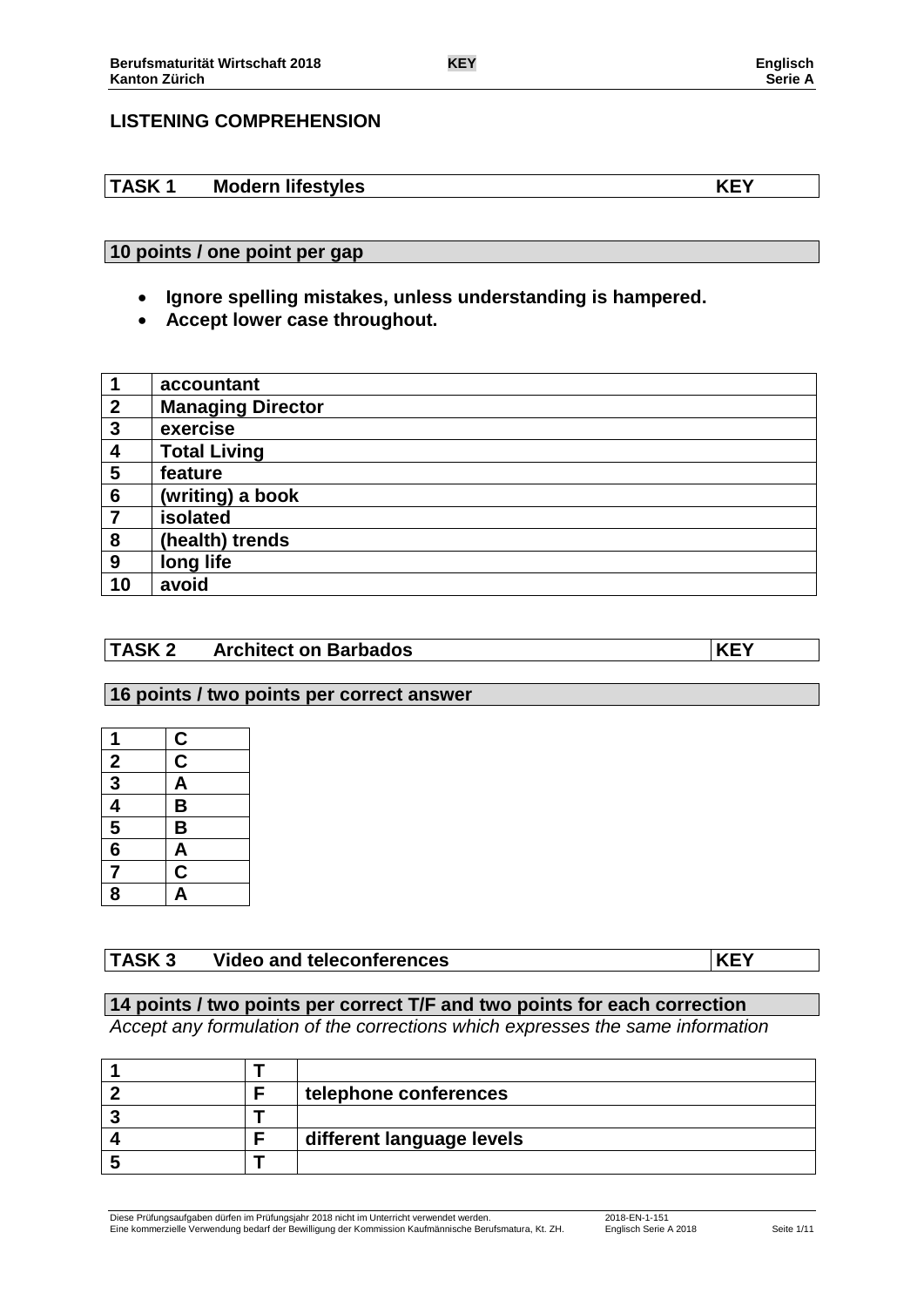## LISTENING COMPREHENSION

| TASK 1 | Modern lifestyles | KEY |
|---|---|---|

**10 points / one point per gap**

- **Ignore spelling mistakes, unless understanding is hampered.**
- **Accept lower case throughout.**

| | |
|---|---|
| **1** | **accountant** |
| **2** | **Managing Director** |
| **3** | **exercise** |
| **4** | **Total Living** |
| **5** | **feature** |
| **6** | **(writing) a book** |
| **7** | **isolated** |
| **8** | **(health) trends** |
| **9** | **long life** |
| **10** | **avoid** |

| TASK 2 | Architect on Barbados | KEY |
|---|---|---|

**16 points / two points per correct answer**

| | |
|---|---|
| **1** | **C** |
| **2** | **C** |
| **3** | **A** |
| **4** | **B** |
| **5** | **B** |
| **6** | **A** |
| **7** | **C** |
| **8** | **A** |

| TASK 3 | Video and teleconferences | KEY |
|---|---|---|

**14 points / two points per correct T/F and two points for each correction**

*Accept any formulation of the corrections which expresses the same information*

| | | |
|---|---|---|
| **1** | **T** | |
| **2** | **F** | **telephone conferences** |
| **3** | **T** | |
| **4** | **F** | **different language levels** |
| **5** | **T** | |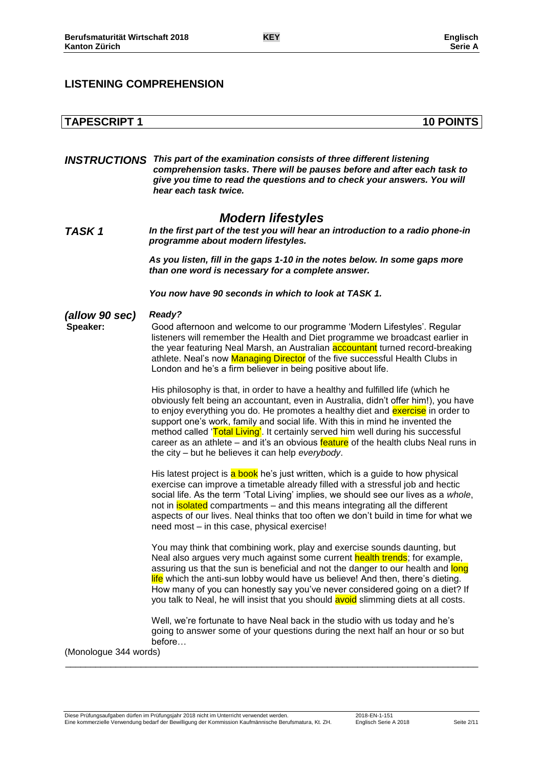## LISTENING COMPREHENSION

## TAPESCRIPT 1 — 10 POINTS

***INSTRUCTIONS*** ***This part of the examination consists of three different listening comprehension tasks. There will be pauses before and after each task to give you time to read the questions and to check your answers. You will hear each task twice.***

# *Modern lifestyles*

***TASK 1*** ***In the first part of the test you will hear an introduction to a radio phone-in programme about modern lifestyles.***

***As you listen, fill in the gaps 1-10 in the notes below. In some gaps more than one word is necessary for a complete answer.***

***You now have 90 seconds in which to look at TASK 1.***

***(allow 90 sec)*** ***Ready?***

**Speaker:** Good afternoon and welcome to our programme 'Modern Lifestyles'. Regular listeners will remember the Health and Diet programme we broadcast earlier in the year featuring Neal Marsh, an Australian accountant turned record-breaking athlete. Neal's now Managing Director of the five successful Health Clubs in London and he's a firm believer in being positive about life.

His philosophy is that, in order to have a healthy and fulfilled life (which he obviously felt being an accountant, even in Australia, didn't offer him!), you have to enjoy everything you do. He promotes a healthy diet and exercise in order to support one's work, family and social life. With this in mind he invented the method called 'Total Living'. It certainly served him well during his successful career as an athlete – and it's an obvious feature of the health clubs Neal runs in the city – but he believes it can help *everybody*.

His latest project is a book he's just written, which is a guide to how physical exercise can improve a timetable already filled with a stressful job and hectic social life. As the term 'Total Living' implies, we should see our lives as a *whole*, not in isolated compartments – and this means integrating all the different aspects of our lives. Neal thinks that too often we don't build in time for what we need most – in this case, physical exercise!

You may think that combining work, play and exercise sounds daunting, but Neal also argues very much against some current health trends; for example, assuring us that the sun is beneficial and not the danger to our health and long life which the anti-sun lobby would have us believe! And then, there's dieting. How many of you can honestly say you've never considered going on a diet? If you talk to Neal, he will insist that you should avoid slimming diets at all costs.

Well, we're fortunate to have Neal back in the studio with us today and he's going to answer some of your questions during the next half an hour or so but before…

(Monologue 344 words)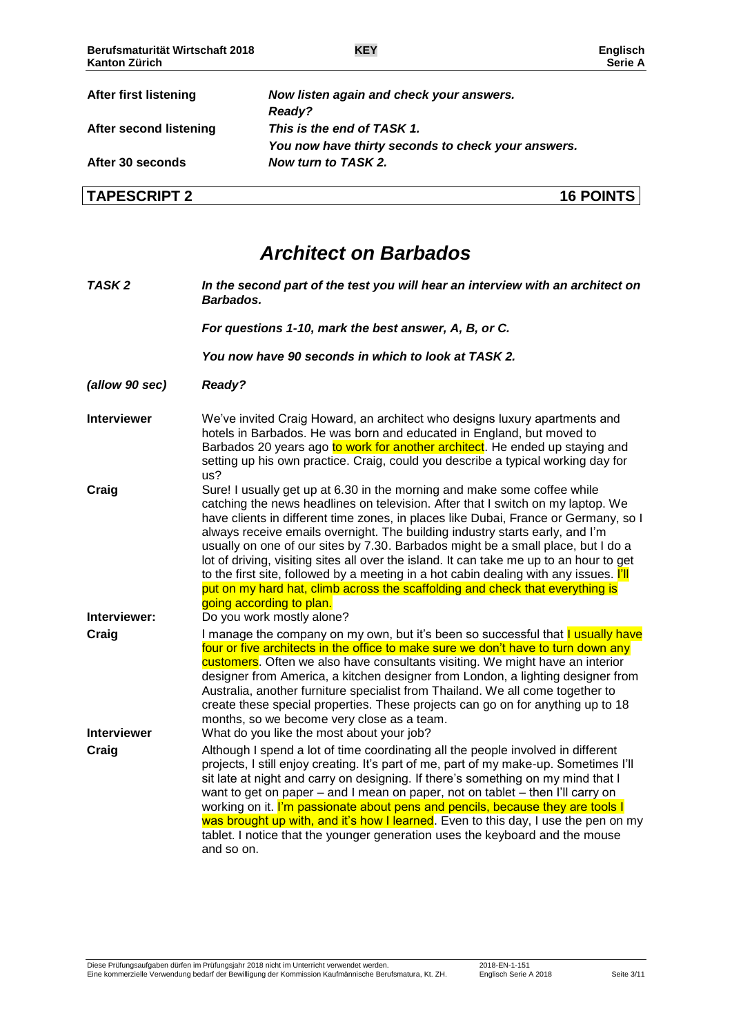| | |
|---|---|
| **After first listening** | ***Now listen again and check your answers.*** |
| | ***Ready?*** |
| **After second listening** | ***This is the end of TASK 1.*** |
| | ***You now have thirty seconds to check your answers.*** |
| **After 30 seconds** | ***Now turn to TASK 2.*** |

## TAPESCRIPT 2 — 16 POINTS

# *Architect on Barbados*

***TASK 2*** — ***In the second part of the test you will hear an interview with an architect on Barbados.***

***For questions 1-10, mark the best answer, A, B, or C.***

***You now have 90 seconds in which to look at TASK 2.***

*(allow 90 sec)* — ***Ready?***

**Interviewer**: We've invited Craig Howard, an architect who designs luxury apartments and hotels in Barbados. He was born and educated in England, but moved to Barbados 20 years ago to work for another architect. He ended up staying and setting up his own practice. Craig, could you describe a typical working day for us?

**Craig**: Sure! I usually get up at 6.30 in the morning and make some coffee while catching the news headlines on television. After that I switch on my laptop. We have clients in different time zones, in places like Dubai, France or Germany, so I always receive emails overnight. The building industry starts early, and I'm usually on one of our sites by 7.30. Barbados might be a small place, but I do a lot of driving, visiting sites all over the island. It can take me up to an hour to get to the first site, followed by a meeting in a hot cabin dealing with any issues. I'll put on my hard hat, climb across the scaffolding and check that everything is going according to plan.

**Interviewer:** Do you work mostly alone?

**Craig**: I manage the company on my own, but it's been so successful that I usually have four or five architects in the office to make sure we don't have to turn down any customers. Often we also have consultants visiting. We might have an interior designer from America, a kitchen designer from London, a lighting designer from Australia, another furniture specialist from Thailand. We all come together to create these special properties. These projects can go on for anything up to 18 months, so we become very close as a team.

**Interviewer**: What do you like the most about your job?

**Craig**: Although I spend a lot of time coordinating all the people involved in different projects, I still enjoy creating. It's part of me, part of my make-up. Sometimes I'll sit late at night and carry on designing. If there's something on my mind that I want to get on paper – and I mean on paper, not on tablet – then I'll carry on working on it. I'm passionate about pens and pencils, because they are tools I was brought up with, and it's how I learned. Even to this day, I use the pen on my tablet. I notice that the younger generation uses the keyboard and the mouse and so on.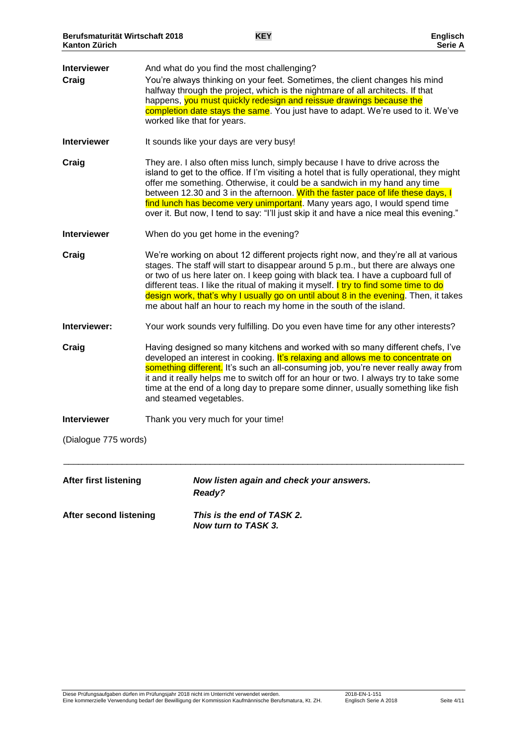**Interviewer** And what do you find the most challenging?

**Craig** You're always thinking on your feet. Sometimes, the client changes his mind halfway through the project, which is the nightmare of all architects. If that happens, you must quickly redesign and reissue drawings because the completion date stays the same. You just have to adapt. We're used to it. We've worked like that for years.

**Interviewer** It sounds like your days are very busy!

**Craig** They are. I also often miss lunch, simply because I have to drive across the island to get to the office. If I'm visiting a hotel that is fully operational, they might offer me something. Otherwise, it could be a sandwich in my hand any time between 12.30 and 3 in the afternoon. With the faster pace of life these days, I find lunch has become very unimportant. Many years ago, I would spend time over it. But now, I tend to say: "I'll just skip it and have a nice meal this evening."

**Interviewer** When do you get home in the evening?

**Craig** We're working on about 12 different projects right now, and they're all at various stages. The staff will start to disappear around 5 p.m., but there are always one or two of us here later on. I keep going with black tea. I have a cupboard full of different teas. I like the ritual of making it myself. I try to find some time to do design work, that's why I usually go on until about 8 in the evening. Then, it takes me about half an hour to reach my home in the south of the island.

**Interviewer:** Your work sounds very fulfilling. Do you even have time for any other interests?

**Craig** Having designed so many kitchens and worked with so many different chefs, I've developed an interest in cooking. It's relaxing and allows me to concentrate on something different. It's such an all-consuming job, you're never really away from it and it really helps me to switch off for an hour or two. I always try to take some time at the end of a long day to prepare some dinner, usually something like fish and steamed vegetables.

**Interviewer** Thank you very much for your time!

(Dialogue 775 words)

---

**After first listening** ***Now listen again and check your answers. Ready?***

**After second listening** ***This is the end of TASK 2. Now turn to TASK 3.***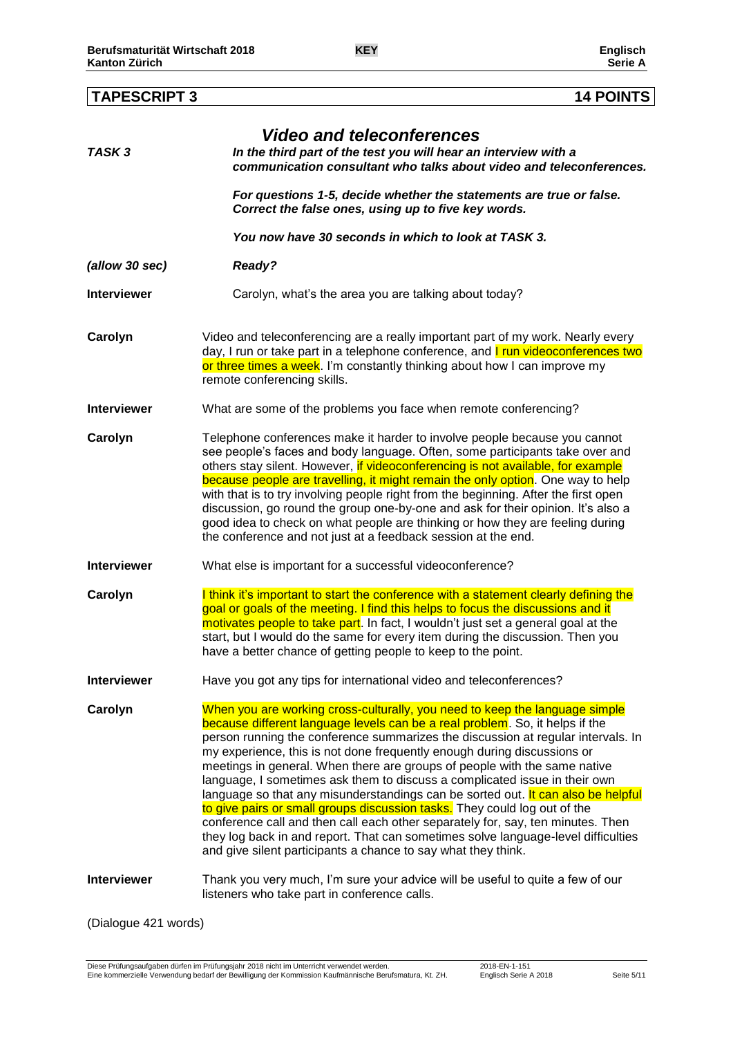## TAPESCRIPT 3 — 14 POINTS

### *Video and teleconferences*

***TASK 3*** — ***In the third part of the test you will hear an interview with a communication consultant who talks about video and teleconferences.***

***For questions 1-5, decide whether the statements are true or false. Correct the false ones, using up to five key words.***

***You now have 30 seconds in which to look at TASK 3.***

***(allow 30 sec)*** ***Ready?***

**Interviewer** Carolyn, what's the area you are talking about today?

**Carolyn** Video and teleconferencing are a really important part of my work. Nearly every day, I run or take part in a telephone conference, and I run videoconferences two or three times a week. I'm constantly thinking about how I can improve my remote conferencing skills.

**Interviewer** What are some of the problems you face when remote conferencing?

**Carolyn** Telephone conferences make it harder to involve people because you cannot see people's faces and body language. Often, some participants take over and others stay silent. However, if videoconferencing is not available, for example because people are travelling, it might remain the only option. One way to help with that is to try involving people right from the beginning. After the first open discussion, go round the group one-by-one and ask for their opinion. It's also a good idea to check on what people are thinking or how they are feeling during the conference and not just at a feedback session at the end.

**Interviewer** What else is important for a successful videoconference?

**Carolyn** I think it's important to start the conference with a statement clearly defining the goal or goals of the meeting. I find this helps to focus the discussions and it motivates people to take part. In fact, I wouldn't just set a general goal at the start, but I would do the same for every item during the discussion. Then you have a better chance of getting people to keep to the point.

**Interviewer** Have you got any tips for international video and teleconferences?

**Carolyn** When you are working cross-culturally, you need to keep the language simple because different language levels can be a real problem. So, it helps if the person running the conference summarizes the discussion at regular intervals. In my experience, this is not done frequently enough during discussions or meetings in general. When there are groups of people with the same native language, I sometimes ask them to discuss a complicated issue in their own language so that any misunderstandings can be sorted out. It can also be helpful to give pairs or small groups discussion tasks. They could log out of the conference call and then call each other separately for, say, ten minutes. Then they log back in and report. That can sometimes solve language-level difficulties and give silent participants a chance to say what they think.

**Interviewer** Thank you very much, I'm sure your advice will be useful to quite a few of our listeners who take part in conference calls.

(Dialogue 421 words)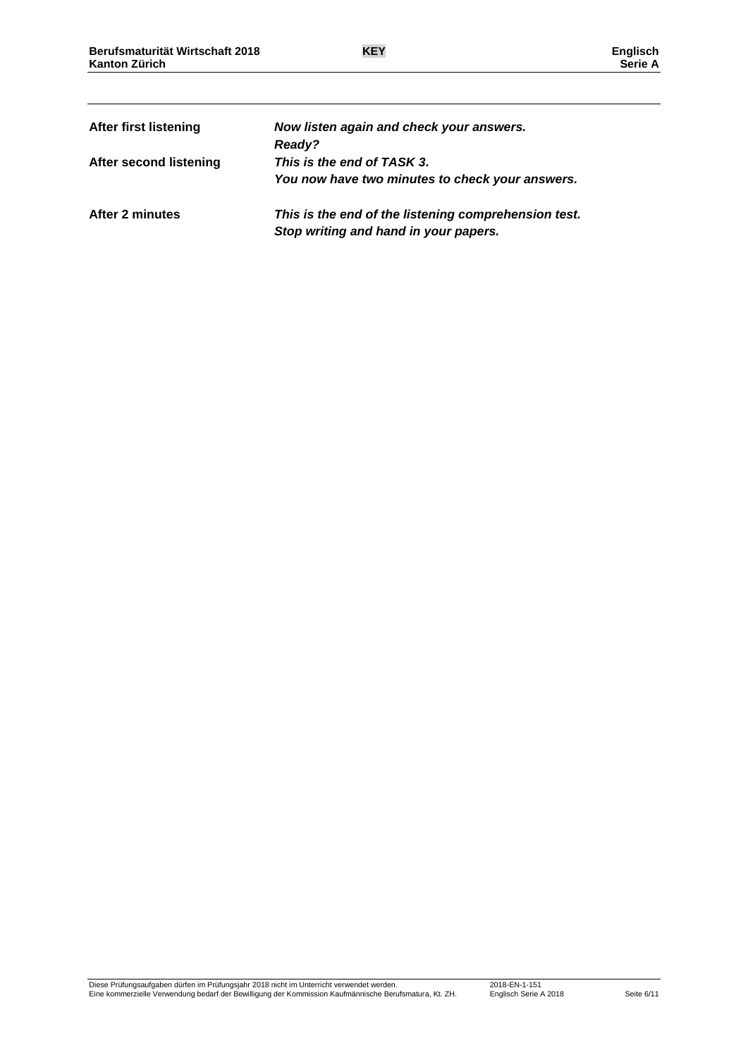| | |
|---|---|
| **After first listening** | ***Now listen again and check your answers.*** <br> ***Ready?*** |
| **After second listening** | ***This is the end of TASK 3.*** <br> ***You now have two minutes to check your answers.*** |
| **After 2 minutes** | ***This is the end of the listening comprehension test.*** <br> ***Stop writing and hand in your papers.*** |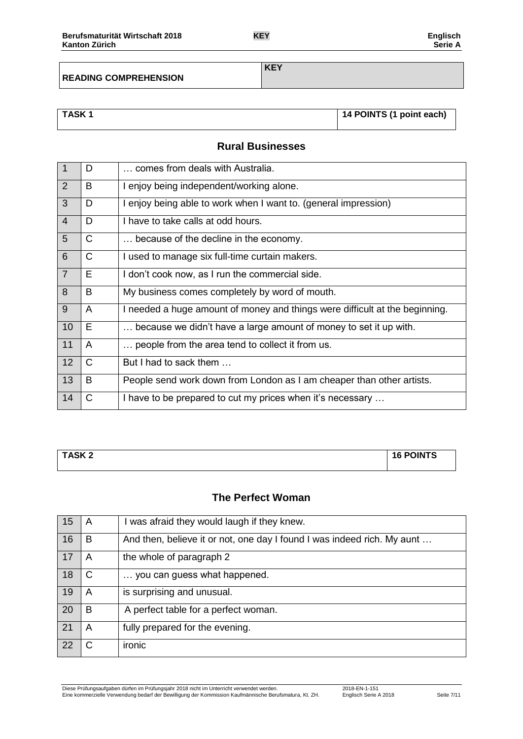| READING COMPREHENSION | KEY |
|---|---|

| TASK 1 | 14 POINTS (1 point each) |
|---|---|

## Rural Businesses

| | | |
|---|---|---|
| 1 | D | … comes from deals with Australia. |
| 2 | B | I enjoy being independent/working alone. |
| 3 | D | I enjoy being able to work when I want to. (general impression) |
| 4 | D | I have to take calls at odd hours. |
| 5 | C | … because of the decline in the economy. |
| 6 | C | I used to manage six full-time curtain makers. |
| 7 | E | I don't cook now, as I run the commercial side. |
| 8 | B | My business comes completely by word of mouth. |
| 9 | A | I needed a huge amount of money and things were difficult at the beginning. |
| 10 | E | … because we didn't have a large amount of money to set it up with. |
| 11 | A | … people from the area tend to collect it from us. |
| 12 | C | But I had to sack them … |
| 13 | B | People send work down from London as I am cheaper than other artists. |
| 14 | C | I have to be prepared to cut my prices when it's necessary … |

| TASK 2 | 16 POINTS |
|---|---|

## The Perfect Woman

| | | |
|---|---|---|
| 15 | A | I was afraid they would laugh if they knew. |
| 16 | B | And then, believe it or not, one day I found I was indeed rich. My aunt … |
| 17 | A | the whole of paragraph 2 |
| 18 | C | … you can guess what happened. |
| 19 | A | is surprising and unusual. |
| 20 | B | A perfect table for a perfect woman. |
| 21 | A | fully prepared for the evening. |
| 22 | C | ironic |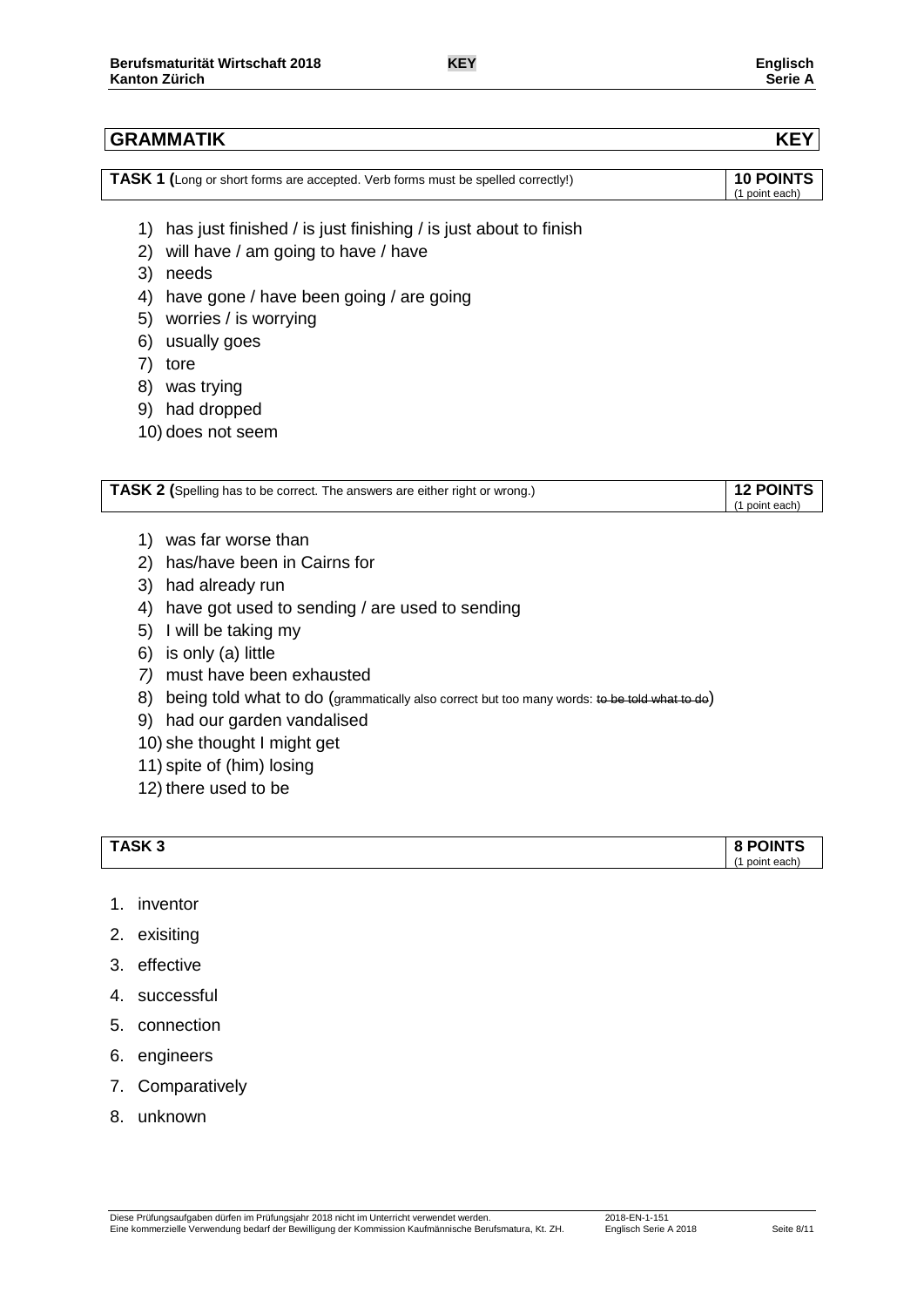## GRAMMATIK **KEY**

**TASK 1 (**Long or short forms are accepted. Verb forms must be spelled correctly!) **10 POINTS** (1 point each)

1) has just finished / is just finishing / is just about to finish
2) will have / am going to have / have
3) needs
4) have gone / have been going / are going
5) worries / is worrying
6) usually goes
7) tore
8) was trying
9) had dropped
10) does not seem

**TASK 2 (**Spelling has to be correct. The answers are either right or wrong.) **12 POINTS** (1 point each)

1) was far worse than
2) has/have been in Cairns for
3) had already run
4) have got used to sending / are used to sending
5) I will be taking my
6) is only (a) little
7) must have been exhausted
8) being told what to do (grammatically also correct but too many words: ~~to be told what to do~~)
9) had our garden vandalised
10) she thought I might get
11) spite of (him) losing
12) there used to be

**TASK 3** **8 POINTS** (1 point each)

1. inventor
2. exisiting
3. effective
4. successful
5. connection
6. engineers
7. Comparatively
8. unknown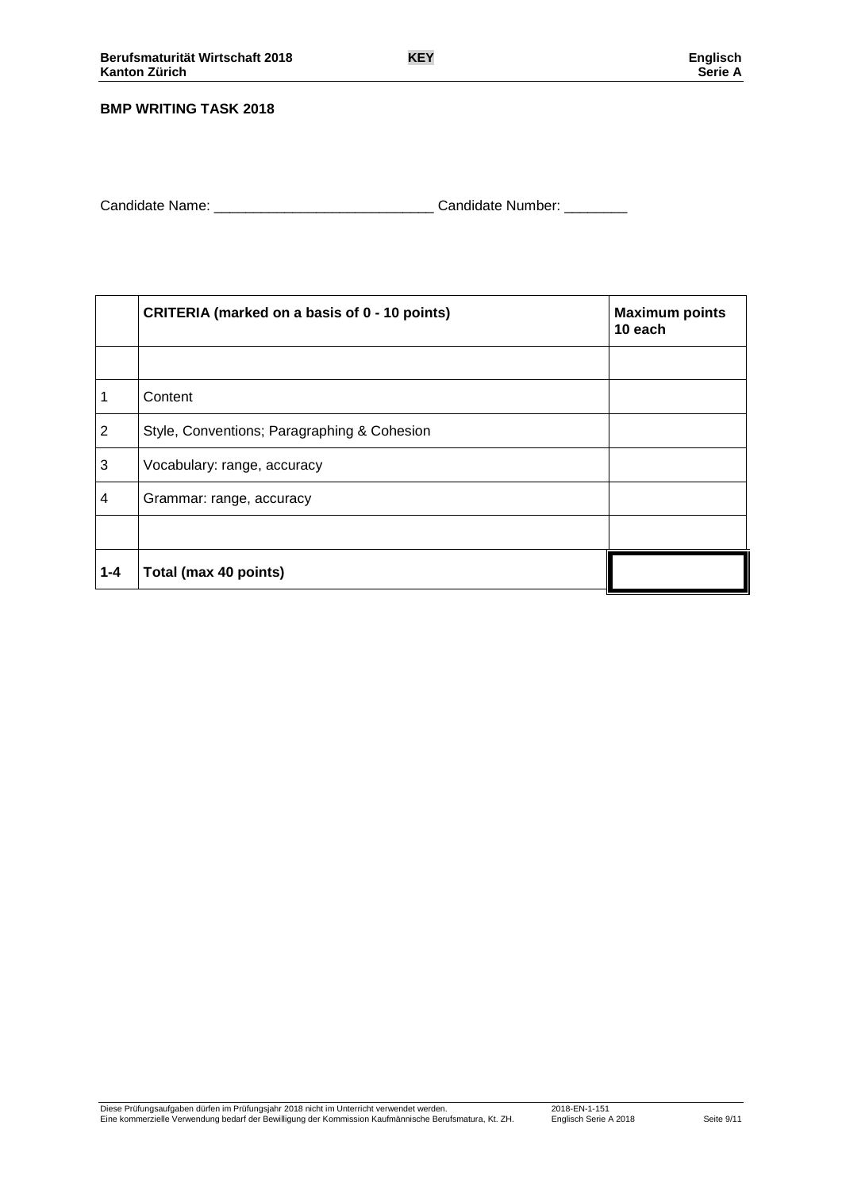**BMP WRITING TASK 2018**

Candidate Name: ___________________________ Candidate Number: ________

| | CRITERIA (marked on a basis of 0 - 10 points) | Maximum points 10 each |
|---|---|---|
| | | |
| 1 | Content | |
| 2 | Style, Conventions; Paragraphing & Cohesion | |
| 3 | Vocabulary: range, accuracy | |
| 4 | Grammar: range, accuracy | |
| | | |
| **1-4** | **Total (max 40 points)** | |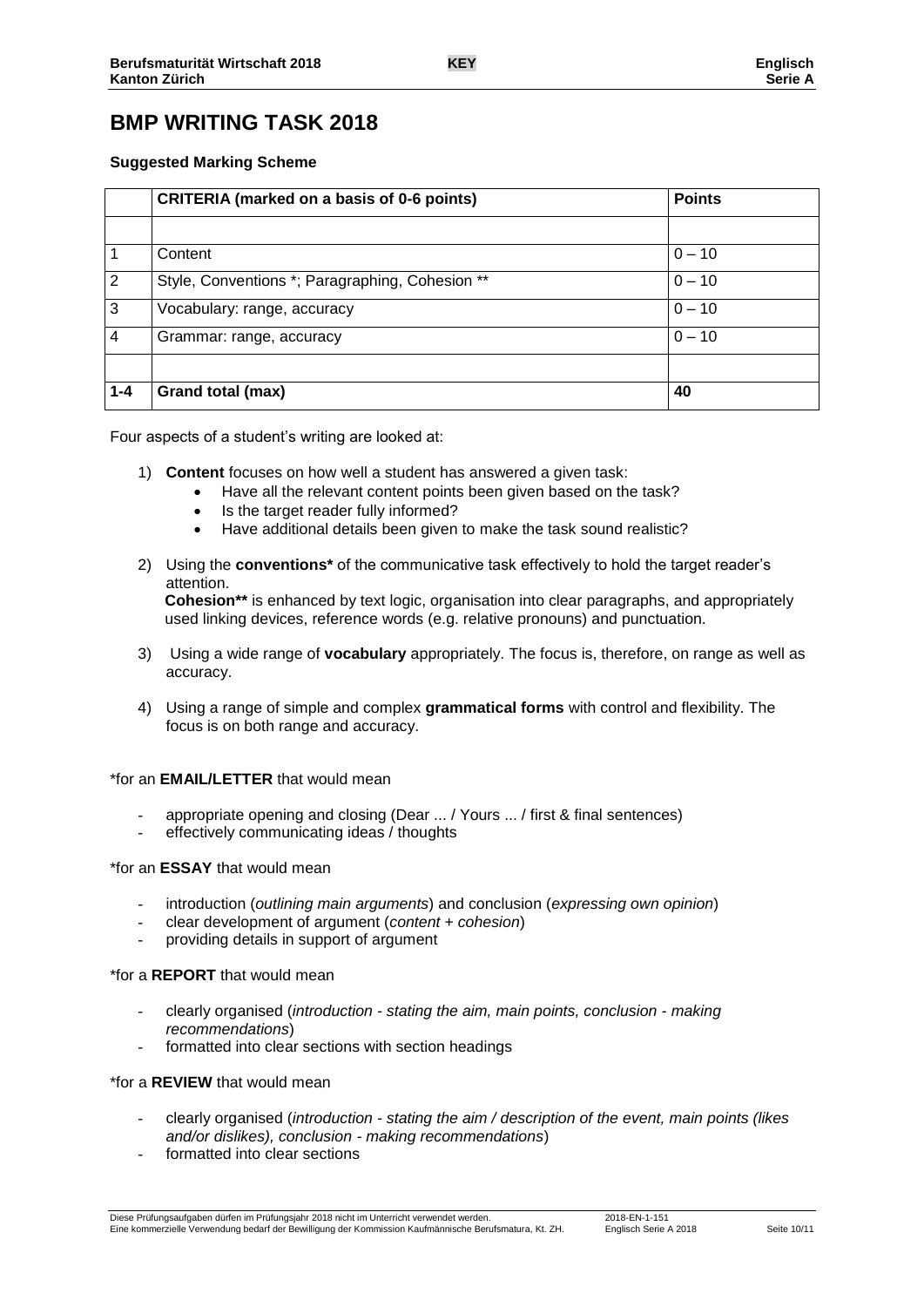# BMP WRITING TASK 2018

**Suggested Marking Scheme**

| | **CRITERIA (marked on a basis of 0-6 points)** | **Points** |
|---|---|---|
| | | |
| 1 | Content | 0 – 10 |
| 2 | Style, Conventions *; Paragraphing, Cohesion ** | 0 – 10 |
| 3 | Vocabulary: range, accuracy | 0 – 10 |
| 4 | Grammar: range, accuracy | 0 – 10 |
| | | |
| **1-4** | **Grand total (max)** | **40** |

Four aspects of a student's writing are looked at:

1) **Content** focuses on how well a student has answered a given task:
   - Have all the relevant content points been given based on the task?
   - Is the target reader fully informed?
   - Have additional details been given to make the task sound realistic?

2) Using the **conventions*** of the communicative task effectively to hold the target reader's attention.
   **Cohesion**** is enhanced by text logic, organisation into clear paragraphs, and appropriately used linking devices, reference words (e.g. relative pronouns) and punctuation.

3) Using a wide range of **vocabulary** appropriately. The focus is, therefore, on range as well as accuracy.

4) Using a range of simple and complex **grammatical forms** with control and flexibility. The focus is on both range and accuracy.

*for an **EMAIL/LETTER** that would mean

- appropriate opening and closing (Dear ... / Yours ... / first & final sentences)
- effectively communicating ideas / thoughts

*for an **ESSAY** that would mean

- introduction (*outlining main arguments*) and conclusion (*expressing own opinion*)
- clear development of argument (*content + cohesion*)
- providing details in support of argument

*for a **REPORT** that would mean

- clearly organised (*introduction - stating the aim, main points, conclusion - making recommendations*)
- formatted into clear sections with section headings

*for a **REVIEW** that would mean

- clearly organised (*introduction - stating the aim / description of the event, main points (likes and/or dislikes), conclusion - making recommendations*)
- formatted into clear sections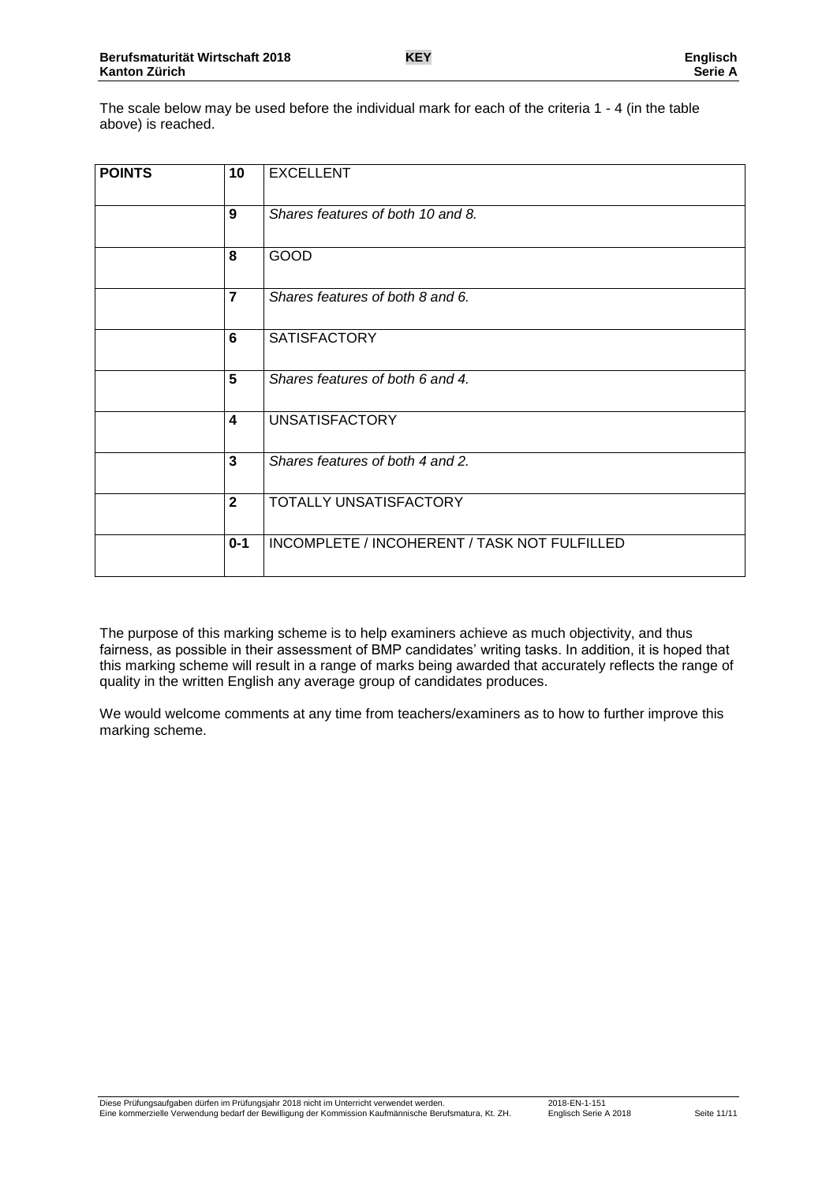The scale below may be used before the individual mark for each of the criteria 1 - 4 (in the table above) is reached.

| POINTS | 10 | EXCELLENT |
|---|---|---|
| | 9 | *Shares features of both 10 and 8.* |
| | 8 | GOOD |
| | 7 | *Shares features of both 8 and 6.* |
| | 6 | SATISFACTORY |
| | 5 | *Shares features of both 6 and 4.* |
| | 4 | UNSATISFACTORY |
| | 3 | *Shares features of both 4 and 2.* |
| | 2 | TOTALLY UNSATISFACTORY |
| | 0-1 | INCOMPLETE / INCOHERENT / TASK NOT FULFILLED |

The purpose of this marking scheme is to help examiners achieve as much objectivity, and thus fairness, as possible in their assessment of BMP candidates' writing tasks. In addition, it is hoped that this marking scheme will result in a range of marks being awarded that accurately reflects the range of quality in the written English any average group of candidates produces.

We would welcome comments at any time from teachers/examiners as to how to further improve this marking scheme.